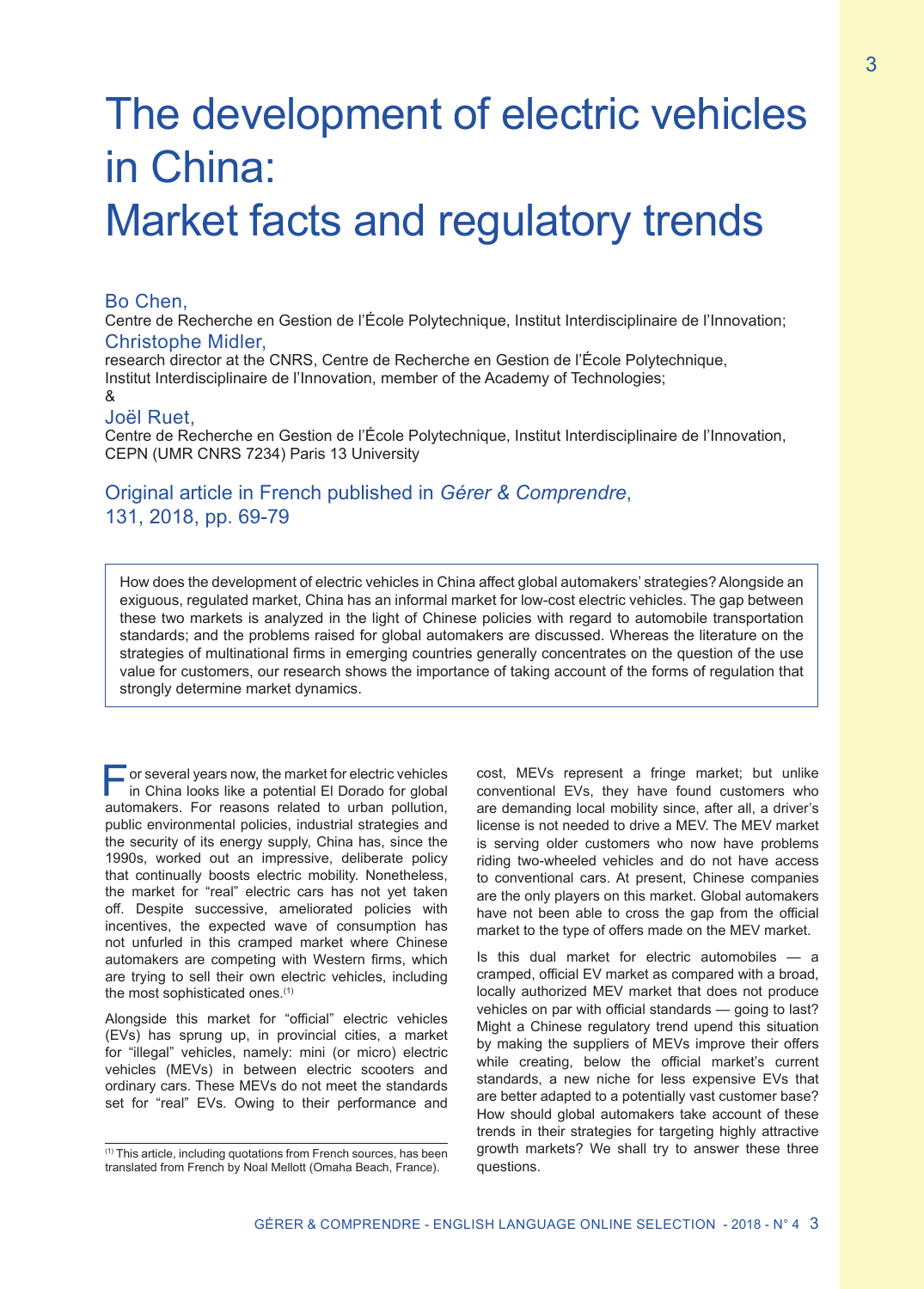# The development of electric vehicles in China: Market facts and regulatory trends

Bo Chen,
Centre de Recherche en Gestion de l'École Polytechnique, Institut Interdisciplinaire de l'Innovation;

Christophe Midler,
research director at the CNRS, Centre de Recherche en Gestion de l'École Polytechnique, Institut Interdisciplinaire de l'Innovation, member of the Academy of Technologies;

&

Joël Ruet,
Centre de Recherche en Gestion de l'École Polytechnique, Institut Interdisciplinaire de l'Innovation, CEPN (UMR CNRS 7234) Paris 13 University

Original article in French published in *Gérer & Comprendre*, 131, 2018, pp. 69-79

How does the development of electric vehicles in China affect global automakers' strategies? Alongside an exiguous, regulated market, China has an informal market for low-cost electric vehicles. The gap between these two markets is analyzed in the light of Chinese policies with regard to automobile transportation standards; and the problems raised for global automakers are discussed. Whereas the literature on the strategies of multinational firms in emerging countries generally concentrates on the question of the use value for customers, our research shows the importance of taking account of the forms of regulation that strongly determine market dynamics.

For several years now, the market for electric vehicles in China looks like a potential El Dorado for global automakers. For reasons related to urban pollution, public environmental policies, industrial strategies and the security of its energy supply, China has, since the 1990s, worked out an impressive, deliberate policy that continually boosts electric mobility. Nonetheless, the market for "real" electric cars has not yet taken off. Despite successive, ameliorated policies with incentives, the expected wave of consumption has not unfurled in this cramped market where Chinese automakers are competing with Western firms, which are trying to sell their own electric vehicles, including the most sophisticated ones.[1]

Alongside this market for "official" electric vehicles (EVs) has sprung up, in provincial cities, a market for "illegal" vehicles, namely: mini (or micro) electric vehicles (MEVs) in between electric scooters and ordinary cars. These MEVs do not meet the standards set for "real" EVs. Owing to their performance and cost, MEVs represent a fringe market; but unlike conventional EVs, they have found customers who are demanding local mobility since, after all, a driver's license is not needed to drive a MEV. The MEV market is serving older customers who now have problems riding two-wheeled vehicles and do not have access to conventional cars. At present, Chinese companies are the only players on this market. Global automakers have not been able to cross the gap from the official market to the type of offers made on the MEV market.

Is this dual market for electric automobiles — a cramped, official EV market as compared with a broad, locally authorized MEV market that does not produce vehicles on par with official standards — going to last? Might a Chinese regulatory trend upend this situation by making the suppliers of MEVs improve their offers while creating, below the official market's current standards, a new niche for less expensive EVs that are better adapted to a potentially vast customer base? How should global automakers take account of these trends in their strategies for targeting highly attractive growth markets? We shall try to answer these three questions.

[1] This article, including quotations from French sources, has been translated from French by Noal Mellott (Omaha Beach, France).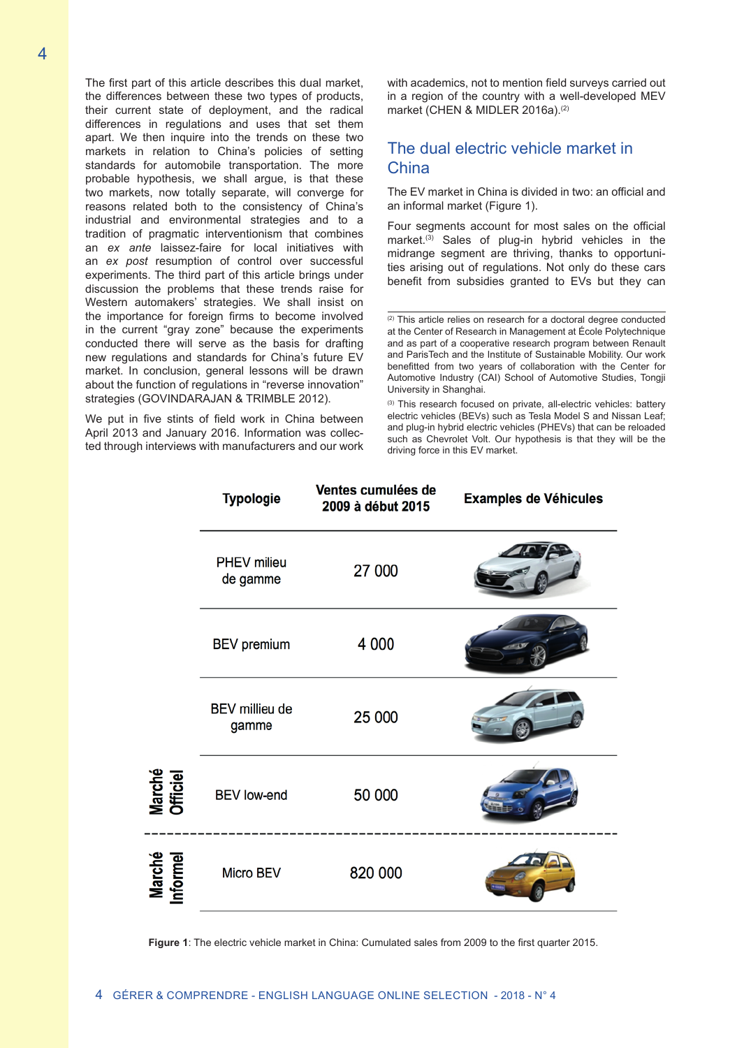The first part of this article describes this dual market, the differences between these two types of products, their current state of deployment, and the radical differences in regulations and uses that set them apart. We then inquire into the trends on these two markets in relation to China's policies of setting standards for automobile transportation. The more probable hypothesis, we shall argue, is that these two markets, now totally separate, will converge for reasons related both to the consistency of China's industrial and environmental strategies and to a tradition of pragmatic interventionism that combines an *ex ante* laissez-faire for local initiatives with an *ex post* resumption of control over successful experiments. The third part of this article brings under discussion the problems that these trends raise for Western automakers' strategies. We shall insist on the importance for foreign firms to become involved in the current "gray zone" because the experiments conducted there will serve as the basis for drafting new regulations and standards for China's future EV market. In conclusion, general lessons will be drawn about the function of regulations in "reverse innovation" strategies (GOVINDARAJAN & TRIMBLE 2012).

We put in five stints of field work in China between April 2013 and January 2016. Information was collected through interviews with manufacturers and our work with academics, not to mention field surveys carried out in a region of the country with a well-developed MEV market (CHEN & MIDLER 2016a).[2]

## The dual electric vehicle market in China

The EV market in China is divided in two: an official and an informal market (Figure 1).

Four segments account for most sales on the official market.[3] Sales of plug-in hybrid vehicles in the midrange segment are thriving, thanks to opportunities arising out of regulations. Not only do these cars benefit from subsidies granted to EVs but they can

[2] This article relies on research for a doctoral degree conducted at the Center of Research in Management at École Polytechnique and as part of a cooperative research program between Renault and ParisTech and the Institute of Sustainable Mobility. Our work benefitted from two years of collaboration with the Center for Automotive Industry (CAI) School of Automotive Studies, Tongji University in Shanghai.

[3] This research focused on private, all-electric vehicles: battery electric vehicles (BEVs) such as Tesla Model S and Nissan Leaf; and plug-in hybrid electric vehicles (PHEVs) that can be reloaded such as Chevrolet Volt. Our hypothesis is that they will be the driving force in this EV market.

| | Typologie | Ventes cumulées de 2009 à début 2015 | Examples de Véhicules |
|---|---|---|---|
| Marché Officiel | PHEV milieu de gamme | 27 000 | |
| | BEV premium | 4 000 | |
| | BEV millieu de gamme | 25 000 | |
| | BEV low-end | 50 000 | |
| Marché Informel | Micro BEV | 820 000 | |

**Figure 1**: The electric vehicle market in China: Cumulated sales from 2009 to the first quarter 2015.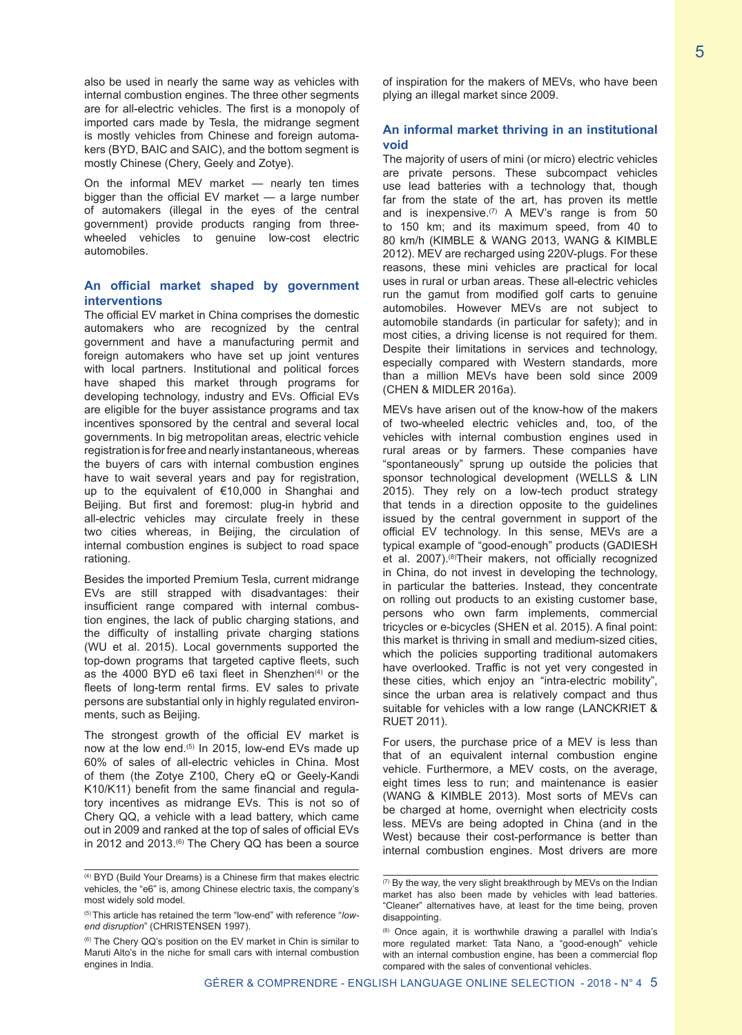also be used in nearly the same way as vehicles with internal combustion engines. The three other segments are for all-electric vehicles. The first is a monopoly of imported cars made by Tesla, the midrange segment is mostly vehicles from Chinese and foreign automakers (BYD, BAIC and SAIC), and the bottom segment is mostly Chinese (Chery, Geely and Zotye).

On the informal MEV market — nearly ten times bigger than the official EV market — a large number of automakers (illegal in the eyes of the central government) provide products ranging from three-wheeled vehicles to genuine low-cost electric automobiles.

## An official market shaped by government interventions

The official EV market in China comprises the domestic automakers who are recognized by the central government and have a manufacturing permit and foreign automakers who have set up joint ventures with local partners. Institutional and political forces have shaped this market through programs for developing technology, industry and EVs. Official EVs are eligible for the buyer assistance programs and tax incentives sponsored by the central and several local governments. In big metropolitan areas, electric vehicle registration is for free and nearly instantaneous, whereas the buyers of cars with internal combustion engines have to wait several years and pay for registration, up to the equivalent of €10,000 in Shanghai and Beijing. But first and foremost: plug-in hybrid and all-electric vehicles may circulate freely in these two cities whereas, in Beijing, the circulation of internal combustion engines is subject to road space rationing.

Besides the imported Premium Tesla, current midrange EVs are still strapped with disadvantages: their insufficient range compared with internal combustion engines, the lack of public charging stations, and the difficulty of installing private charging stations (WU et al. 2015). Local governments supported the top-down programs that targeted captive fleets, such as the 4000 BYD e6 taxi fleet in Shenzhen[4] or the fleets of long-term rental firms. EV sales to private persons are substantial only in highly regulated environments, such as Beijing.

The strongest growth of the official EV market is now at the low end.[5] In 2015, low-end EVs made up 60% of sales of all-electric vehicles in China. Most of them (the Zotye Z100, Chery eQ or Geely-Kandi K10/K11) benefit from the same financial and regulatory incentives as midrange EVs. This is not so of Chery QQ, a vehicle with a lead battery, which came out in 2009 and ranked at the top of sales of official EVs in 2012 and 2013.[6] The Chery QQ has been a source of inspiration for the makers of MEVs, who have been plying an illegal market since 2009.

## An informal market thriving in an institutional void

The majority of users of mini (or micro) electric vehicles are private persons. These subcompact vehicles use lead batteries with a technology that, though far from the state of the art, has proven its mettle and is inexpensive.[7] A MEV's range is from 50 to 150 km; and its maximum speed, from 40 to 80 km/h (KIMBLE & WANG 2013, WANG & KIMBLE 2012). MEV are recharged using 220V-plugs. For these reasons, these mini vehicles are practical for local uses in rural or urban areas. These all-electric vehicles run the gamut from modified golf carts to genuine automobiles. However MEVs are not subject to automobile standards (in particular for safety); and in most cities, a driving license is not required for them. Despite their limitations in services and technology, especially compared with Western standards, more than a million MEVs have been sold since 2009 (CHEN & MIDLER 2016a).

MEVs have arisen out of the know-how of the makers of two-wheeled electric vehicles and, too, of the vehicles with internal combustion engines used in rural areas or by farmers. These companies have "spontaneously" sprung up outside the policies that sponsor technological development (WELLS & LIN 2015). They rely on a low-tech product strategy that tends in a direction opposite to the guidelines issued by the central government in support of the official EV technology. In this sense, MEVs are a typical example of "good-enough" products (GADIESH et al. 2007).[8] Their makers, not officially recognized in China, do not invest in developing the technology, in particular the batteries. Instead, they concentrate on rolling out products to an existing customer base, persons who own farm implements, commercial tricycles or e-bicycles (SHEN et al. 2015). A final point: this market is thriving in small and medium-sized cities, which the policies supporting traditional automakers have overlooked. Traffic is not yet very congested in these cities, which enjoy an "intra-electric mobility", since the urban area is relatively compact and thus suitable for vehicles with a low range (LANCKRIET & RUET 2011).

For users, the purchase price of a MEV is less than that of an equivalent internal combustion engine vehicle. Furthermore, a MEV costs, on the average, eight times less to run; and maintenance is easier (WANG & KIMBLE 2013). Most sorts of MEVs can be charged at home, overnight when electricity costs less. MEVs are being adopted in China (and in the West) because their cost-performance is better than internal combustion engines. Most drivers are more

---

[4] BYD (Build Your Dreams) is a Chinese firm that makes electric vehicles, the "e6" is, among Chinese electric taxis, the company's most widely sold model.

[5] This article has retained the term "low-end" with reference "*low-end disruption*" (CHRISTENSEN 1997).

[6] The Chery QQ's position on the EV market in Chin is similar to Maruti Alto's in the niche for small cars with internal combustion engines in India.

[7] By the way, the very slight breakthrough by MEVs on the Indian market has also been made by vehicles with lead batteries. "Cleaner" alternatives have, at least for the time being, proven disappointing.

[8] Once again, it is worthwhile drawing a parallel with India's more regulated market: Tata Nano, a "good-enough" vehicle with an internal combustion engine, has been a commercial flop compared with the sales of conventional vehicles.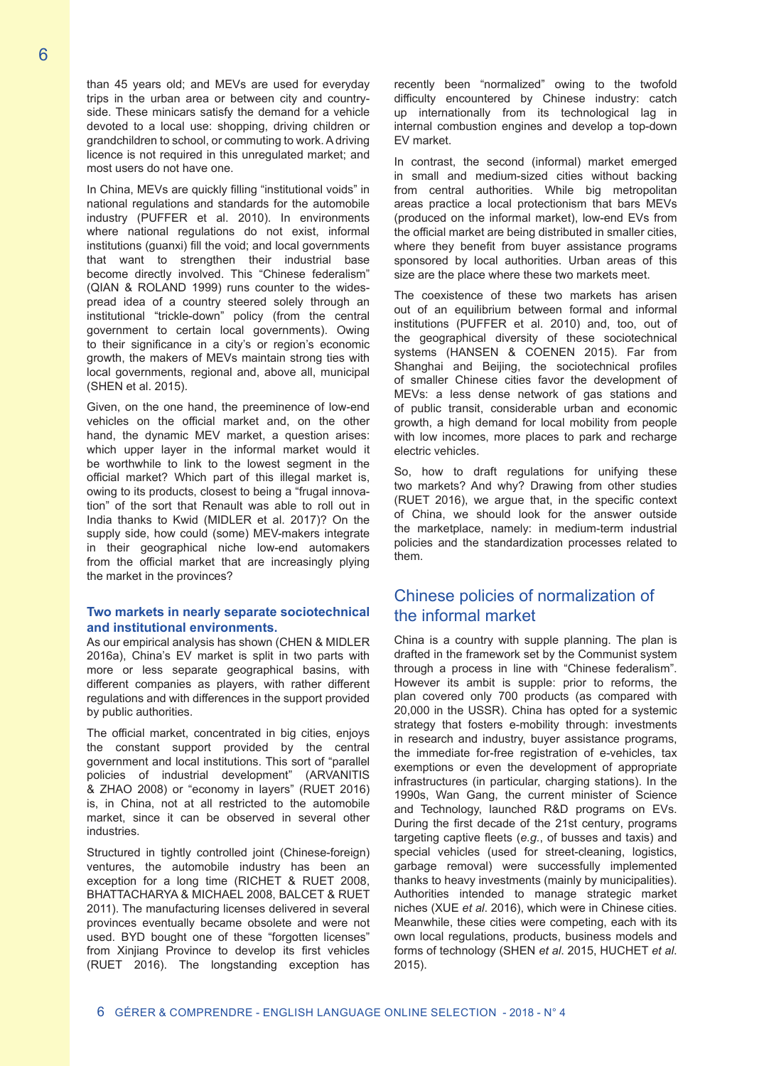than 45 years old; and MEVs are used for everyday trips in the urban area or between city and countryside. These minicars satisfy the demand for a vehicle devoted to a local use: shopping, driving children or grandchildren to school, or commuting to work. A driving licence is not required in this unregulated market; and most users do not have one.

In China, MEVs are quickly filling "institutional voids" in national regulations and standards for the automobile industry (PUFFER et al. 2010). In environments where national regulations do not exist, informal institutions (guanxi) fill the void; and local governments that want to strengthen their industrial base become directly involved. This "Chinese federalism" (QIAN & ROLAND 1999) runs counter to the widespread idea of a country steered solely through an institutional "trickle-down" policy (from the central government to certain local governments). Owing to their significance in a city's or region's economic growth, the makers of MEVs maintain strong ties with local governments, regional and, above all, municipal (SHEN et al. 2015).

Given, on the one hand, the preeminence of low-end vehicles on the official market and, on the other hand, the dynamic MEV market, a question arises: which upper layer in the informal market would it be worthwhile to link to the lowest segment in the official market? Which part of this illegal market is, owing to its products, closest to being a "frugal innovation" of the sort that Renault was able to roll out in India thanks to Kwid (MIDLER et al. 2017)? On the supply side, how could (some) MEV-makers integrate in their geographical niche low-end automakers from the official market that are increasingly plying the market in the provinces?

### Two markets in nearly separate sociotechnical and institutional environments.

As our empirical analysis has shown (CHEN & MIDLER 2016a), China's EV market is split in two parts with more or less separate geographical basins, with different companies as players, with rather different regulations and with differences in the support provided by public authorities.

The official market, concentrated in big cities, enjoys the constant support provided by the central government and local institutions. This sort of "parallel policies of industrial development" (ARVANITIS & ZHAO 2008) or "economy in layers" (RUET 2016) is, in China, not at all restricted to the automobile market, since it can be observed in several other industries.

Structured in tightly controlled joint (Chinese-foreign) ventures, the automobile industry has been an exception for a long time (RICHET & RUET 2008, BHATTACHARYA & MICHAEL 2008, BALCET & RUET 2011). The manufacturing licenses delivered in several provinces eventually became obsolete and were not used. BYD bought one of these "forgotten licenses" from Xinjiang Province to develop its first vehicles (RUET 2016). The longstanding exception has recently been "normalized" owing to the twofold difficulty encountered by Chinese industry: catch up internationally from its technological lag in internal combustion engines and develop a top-down EV market.

In contrast, the second (informal) market emerged in small and medium-sized cities without backing from central authorities. While big metropolitan areas practice a local protectionism that bars MEVs (produced on the informal market), low-end EVs from the official market are being distributed in smaller cities, where they benefit from buyer assistance programs sponsored by local authorities. Urban areas of this size are the place where these two markets meet.

The coexistence of these two markets has arisen out of an equilibrium between formal and informal institutions (PUFFER et al. 2010) and, too, out of the geographical diversity of these sociotechnical systems (HANSEN & COENEN 2015). Far from Shanghai and Beijing, the sociotechnical profiles of smaller Chinese cities favor the development of MEVs: a less dense network of gas stations and of public transit, considerable urban and economic growth, a high demand for local mobility from people with low incomes, more places to park and recharge electric vehicles.

So, how to draft regulations for unifying these two markets? And why? Drawing from other studies (RUET 2016), we argue that, in the specific context of China, we should look for the answer outside the marketplace, namely: in medium-term industrial policies and the standardization processes related to them.

## Chinese policies of normalization of the informal market

China is a country with supple planning. The plan is drafted in the framework set by the Communist system through a process in line with "Chinese federalism". However its ambit is supple: prior to reforms, the plan covered only 700 products (as compared with 20,000 in the USSR). China has opted for a systemic strategy that fosters e-mobility through: investments in research and industry, buyer assistance programs, the immediate for-free registration of e-vehicles, tax exemptions or even the development of appropriate infrastructures (in particular, charging stations). In the 1990s, Wan Gang, the current minister of Science and Technology, launched R&D programs on EVs. During the first decade of the 21st century, programs targeting captive fleets (*e.g.*, of busses and taxis) and special vehicles (used for street-cleaning, logistics, garbage removal) were successfully implemented thanks to heavy investments (mainly by municipalities). Authorities intended to manage strategic market niches (XUE *et al*. 2016), which were in Chinese cities. Meanwhile, these cities were competing, each with its own local regulations, products, business models and forms of technology (SHEN *et al*. 2015, HUCHET *et al*. 2015).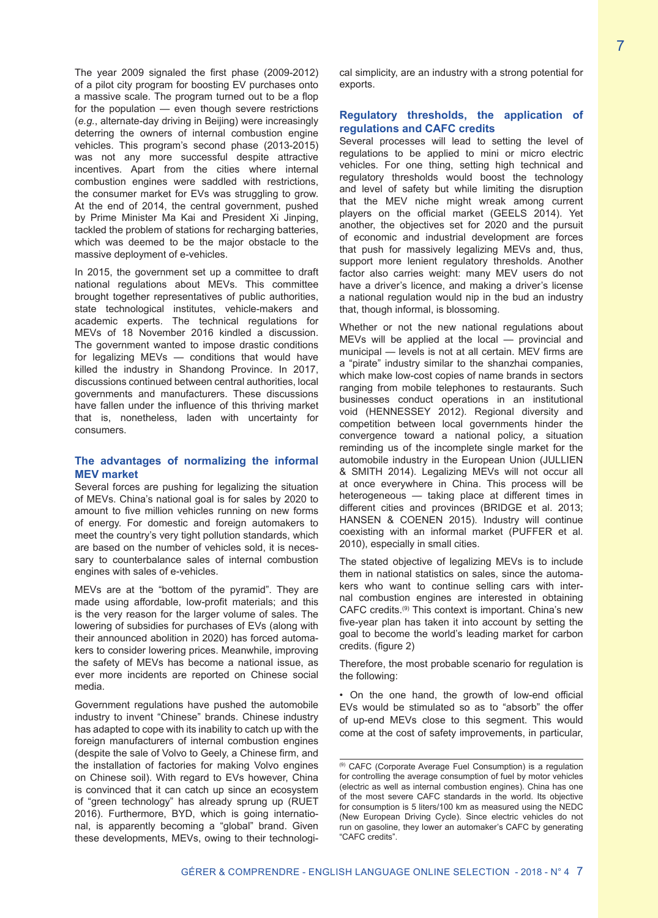The year 2009 signaled the first phase (2009-2012) of a pilot city program for boosting EV purchases onto a massive scale. The program turned out to be a flop for the population — even though severe restrictions (*e.g.*, alternate-day driving in Beijing) were increasingly deterring the owners of internal combustion engine vehicles. This program's second phase (2013-2015) was not any more successful despite attractive incentives. Apart from the cities where internal combustion engines were saddled with restrictions, the consumer market for EVs was struggling to grow. At the end of 2014, the central government, pushed by Prime Minister Ma Kai and President Xi Jinping, tackled the problem of stations for recharging batteries, which was deemed to be the major obstacle to the massive deployment of e-vehicles.

In 2015, the government set up a committee to draft national regulations about MEVs. This committee brought together representatives of public authorities, state technological institutes, vehicle-makers and academic experts. The technical regulations for MEVs of 18 November 2016 kindled a discussion. The government wanted to impose drastic conditions for legalizing MEVs — conditions that would have killed the industry in Shandong Province. In 2017, discussions continued between central authorities, local governments and manufacturers. These discussions have fallen under the influence of this thriving market that is, nonetheless, laden with uncertainty for consumers.

## The advantages of normalizing the informal MEV market

Several forces are pushing for legalizing the situation of MEVs. China's national goal is for sales by 2020 to amount to five million vehicles running on new forms of energy. For domestic and foreign automakers to meet the country's very tight pollution standards, which are based on the number of vehicles sold, it is necessary to counterbalance sales of internal combustion engines with sales of e-vehicles.

MEVs are at the "bottom of the pyramid". They are made using affordable, low-profit materials; and this is the very reason for the larger volume of sales. The lowering of subsidies for purchases of EVs (along with their announced abolition in 2020) has forced automakers to consider lowering prices. Meanwhile, improving the safety of MEVs has become a national issue, as ever more incidents are reported on Chinese social media.

Government regulations have pushed the automobile industry to invent "Chinese" brands. Chinese industry has adapted to cope with its inability to catch up with the foreign manufacturers of internal combustion engines (despite the sale of Volvo to Geely, a Chinese firm, and the installation of factories for making Volvo engines on Chinese soil). With regard to EVs however, China is convinced that it can catch up since an ecosystem of "green technology" has already sprung up (RUET 2016). Furthermore, BYD, which is going international, is apparently becoming a "global" brand. Given these developments, MEVs, owing to their technological simplicity, are an industry with a strong potential for exports.

## Regulatory thresholds, the application of regulations and CAFC credits

Several processes will lead to setting the level of regulations to be applied to mini or micro electric vehicles. For one thing, setting high technical and regulatory thresholds would boost the technology and level of safety but while limiting the disruption that the MEV niche might wreak among current players on the official market (GEELS 2014). Yet another, the objectives set for 2020 and the pursuit of economic and industrial development are forces that push for massively legalizing MEVs and, thus, support more lenient regulatory thresholds. Another factor also carries weight: many MEV users do not have a driver's licence, and making a driver's license a national regulation would nip in the bud an industry that, though informal, is blossoming.

Whether or not the new national regulations about MEVs will be applied at the local — provincial and municipal — levels is not at all certain. MEV firms are a "pirate" industry similar to the shanzhai companies, which make low-cost copies of name brands in sectors ranging from mobile telephones to restaurants. Such businesses conduct operations in an institutional void (HENNESSEY 2012). Regional diversity and competition between local governments hinder the convergence toward a national policy, a situation reminding us of the incomplete single market for the automobile industry in the European Union (JULLIEN & SMITH 2014). Legalizing MEVs will not occur all at once everywhere in China. This process will be heterogeneous — taking place at different times in different cities and provinces (BRIDGE et al. 2013; HANSEN & COENEN 2015). Industry will continue coexisting with an informal market (PUFFER et al. 2010), especially in small cities.

The stated objective of legalizing MEVs is to include them in national statistics on sales, since the automakers who want to continue selling cars with internal combustion engines are interested in obtaining CAFC credits.[9] This context is important. China's new five-year plan has taken it into account by setting the goal to become the world's leading market for carbon credits. (figure 2)

Therefore, the most probable scenario for regulation is the following:

• On the one hand, the growth of low-end official EVs would be stimulated so as to "absorb" the offer of up-end MEVs close to this segment. This would come at the cost of safety improvements, in particular,

---

[9] CAFC (Corporate Average Fuel Consumption) is a regulation for controlling the average consumption of fuel by motor vehicles (electric as well as internal combustion engines). China has one of the most severe CAFC standards in the world. Its objective for consumption is 5 liters/100 km as measured using the NEDC (New European Driving Cycle). Since electric vehicles do not run on gasoline, they lower an automaker's CAFC by generating "CAFC credits".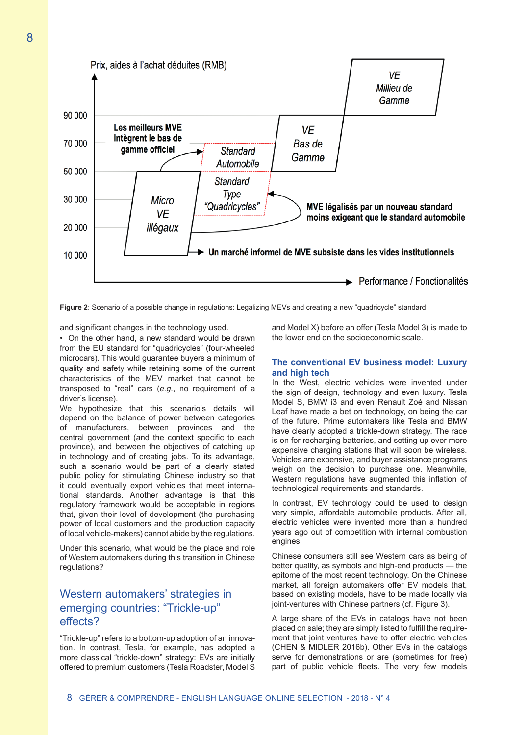Prix, aides à l'achat déduites (RMB)

90 000
70 000
50 000
30 000
20 000
10 000

Les meilleurs MVE intègrent le bas de gamme officiel

Standard Automobile

Standard Type "Quadricycles"

Micro VE illégaux

VE Bas de Gamme

VE Millieu de Gamme

MVE légalisés par un nouveau standard moins exigeant que le standard automobile

Un marché informel de MVE subsiste dans les vides institutionnels

Performance / Fonctionalités

**Figure 2**: Scenario of a possible change in regulations: Legalizing MEVs and creating a new "quadricycle" standard

and significant changes in the technology used.

- On the other hand, a new standard would be drawn from the EU standard for "quadricycles" (four-wheeled microcars). This would guarantee buyers a minimum of quality and safety while retaining some of the current characteristics of the MEV market that cannot be transposed to "real" cars (*e.g.*, no requirement of a driver's license).

We hypothesize that this scenario's details will depend on the balance of power between categories of manufacturers, between provinces and the central government (and the context specific to each province), and between the objectives of catching up in technology and of creating jobs. To its advantage, such a scenario would be part of a clearly stated public policy for stimulating Chinese industry so that it could eventually export vehicles that meet international standards. Another advantage is that this regulatory framework would be acceptable in regions that, given their level of development (the purchasing power of local customers and the production capacity of local vehicle-makers) cannot abide by the regulations.

Under this scenario, what would be the place and role of Western automakers during this transition in Chinese regulations?

## Western automakers' strategies in emerging countries: "Trickle-up" effects?

"Trickle-up" refers to a bottom-up adoption of an innovation. In contrast, Tesla, for example, has adopted a more classical "trickle-down" strategy: EVs are initially offered to premium customers (Tesla Roadster, Model S and Model X) before an offer (Tesla Model 3) is made to the lower end on the socioeconomic scale.

### The conventional EV business model: Luxury and high tech

In the West, electric vehicles were invented under the sign of design, technology and even luxury. Tesla Model S, BMW i3 and even Renault Zoé and Nissan Leaf have made a bet on technology, on being the car of the future. Prime automakers like Tesla and BMW have clearly adopted a trickle-down strategy. The race is on for recharging batteries, and setting up ever more expensive charging stations that will soon be wireless. Vehicles are expensive, and buyer assistance programs weigh on the decision to purchase one. Meanwhile, Western regulations have augmented this inflation of technological requirements and standards.

In contrast, EV technology could be used to design very simple, affordable automobile products. After all, electric vehicles were invented more than a hundred years ago out of competition with internal combustion engines.

Chinese consumers still see Western cars as being of better quality, as symbols and high-end products — the epitome of the most recent technology. On the Chinese market, all foreign automakers offer EV models that, based on existing models, have to be made locally via joint-ventures with Chinese partners (cf. Figure 3).

A large share of the EVs in catalogs have not been placed on sale; they are simply listed to fulfill the requirement that joint ventures have to offer electric vehicles (CHEN & MIDLER 2016b). Other EVs in the catalogs serve for demonstrations or are (sometimes for free) part of public vehicle fleets. The very few models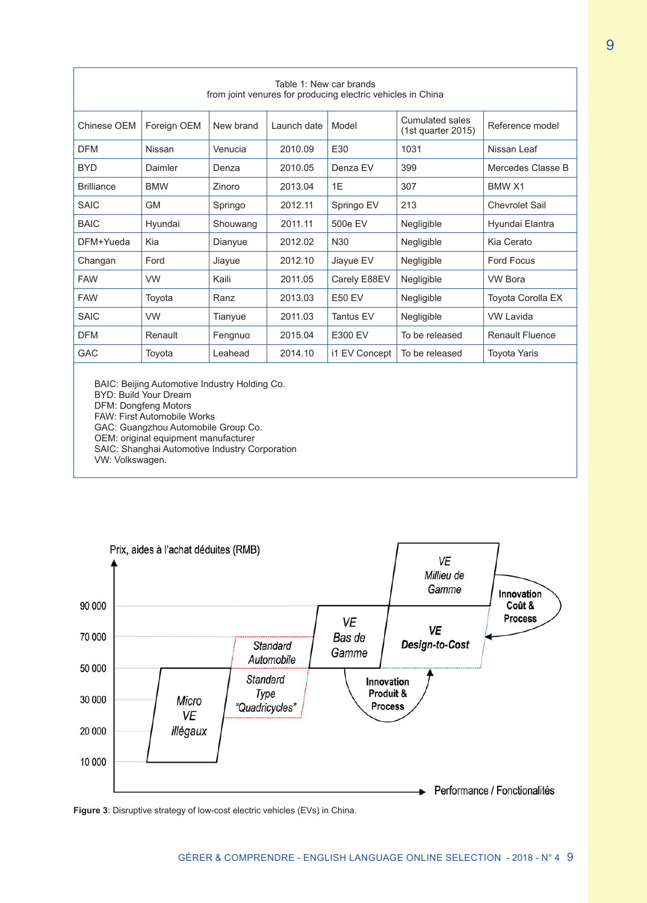Table 1: New car brands
from joint venures for producing electric vehicles in China

| Chinese OEM | Foreign OEM | New brand | Launch date | Model | Cumulated sales (1st quarter 2015) | Reference model |
|---|---|---|---|---|---|---|
| DFM | Nissan | Venucia | 2010.09 | E30 | 1031 | Nissan Leaf |
| BYD | Daimler | Denza | 2010.05 | Denza EV | 399 | Mercedes Classe B |
| Brilliance | BMW | Zinoro | 2013.04 | 1E | 307 | BMW X1 |
| SAIC | GM | Springo | 2012.11 | Springo EV | 213 | Chevrolet Sail |
| BAIC | Hyundai | Shouwang | 2011.11 | 500e EV | Negligible | Hyundai Elantra |
| DFM+Yueda | Kia | Dianyue | 2012.02 | N30 | Negligible | Kia Cerato |
| Changan | Ford | Jiayue | 2012.10 | Jiayue EV | Negligible | Ford Focus |
| FAW | VW | Kaili | 2011.05 | Carely E88EV | Negligible | VW Bora |
| FAW | Toyota | Ranz | 2013.03 | E50 EV | Negligible | Toyota Corolla EX |
| SAIC | VW | Tianyue | 2011.03 | Tantus EV | Negligible | VW Lavida |
| DFM | Renault | Fengnuo | 2015.04 | E300 EV | To be released | Renault Fluence |
| GAC | Toyota | Leahead | 2014.10 | i1 EV Concept | To be released | Toyota Yaris |

BAIC: Beijing Automotive Industry Holding Co.
BYD: Build Your Dream
DFM: Dongfeng Motors
FAW: First Automobile Works
GAC: Guangzhou Automobile Group Co.
OEM: original equipment manufacturer
SAIC: Shanghai Automotive Industry Corporation
VW: Volkswagen.

**Figure 3**: Disruptive strategy of low-cost electric vehicles (EVs) in China.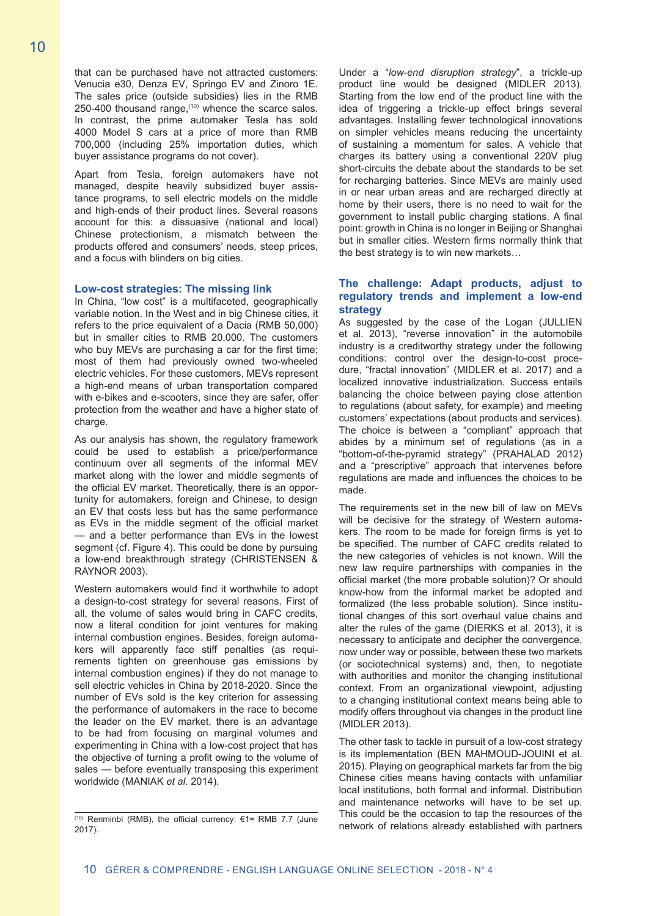that can be purchased have not attracted customers: Venucia e30, Denza EV, Springo EV and Zinoro 1E. The sales price (outside subsidies) lies in the RMB 250-400 thousand range,[10] whence the scarce sales. In contrast, the prime automaker Tesla has sold 4000 Model S cars at a price of more than RMB 700,000 (including 25% importation duties, which buyer assistance programs do not cover).

Apart from Tesla, foreign automakers have not managed, despite heavily subsidized buyer assistance programs, to sell electric models on the middle and high-ends of their product lines. Several reasons account for this: a dissuasive (national and local) Chinese protectionism, a mismatch between the products offered and consumers' needs, steep prices, and a focus with blinders on big cities.

### Low-cost strategies: The missing link

In China, "low cost" is a multifaceted, geographically variable notion. In the West and in big Chinese cities, it refers to the price equivalent of a Dacia (RMB 50,000) but in smaller cities to RMB 20,000. The customers who buy MEVs are purchasing a car for the first time; most of them had previously owned two-wheeled electric vehicles. For these customers, MEVs represent a high-end means of urban transportation compared with e-bikes and e-scooters, since they are safer, offer protection from the weather and have a higher state of charge.

As our analysis has shown, the regulatory framework could be used to establish a price/performance continuum over all segments of the informal MEV market along with the lower and middle segments of the official EV market. Theoretically, there is an opportunity for automakers, foreign and Chinese, to design an EV that costs less but has the same performance as EVs in the middle segment of the official market — and a better performance than EVs in the lowest segment (cf. Figure 4). This could be done by pursuing a low-end breakthrough strategy (CHRISTENSEN & RAYNOR 2003).

Western automakers would find it worthwhile to adopt a design-to-cost strategy for several reasons. First of all, the volume of sales would bring in CAFC credits, now a literal condition for joint ventures for making internal combustion engines. Besides, foreign automakers will apparently face stiff penalties (as requirements tighten on greenhouse gas emissions by internal combustion engines) if they do not manage to sell electric vehicles in China by 2018-2020. Since the number of EVs sold is the key criterion for assessing the performance of automakers in the race to become the leader on the EV market, there is an advantage to be had from focusing on marginal volumes and experimenting in China with a low-cost project that has the objective of turning a profit owing to the volume of sales — before eventually transposing this experiment worldwide (MANIAK *et al.* 2014).

Under a "*low-end disruption strategy*", a trickle-up product line would be designed (MIDLER 2013). Starting from the low end of the product line with the idea of triggering a trickle-up effect brings several advantages. Installing fewer technological innovations on simpler vehicles means reducing the uncertainty of sustaining a momentum for sales. A vehicle that charges its battery using a conventional 220V plug short-circuits the debate about the standards to be set for recharging batteries. Since MEVs are mainly used in or near urban areas and are recharged directly at home by their users, there is no need to wait for the government to install public charging stations. A final point: growth in China is no longer in Beijing or Shanghai but in smaller cities. Western firms normally think that the best strategy is to win new markets…

### The challenge: Adapt products, adjust to regulatory trends and implement a low-end strategy

As suggested by the case of the Logan (JULLIEN et al. 2013), "reverse innovation" in the automobile industry is a creditworthy strategy under the following conditions: control over the design-to-cost procedure, "fractal innovation" (MIDLER et al. 2017) and a localized innovative industrialization. Success entails balancing the choice between paying close attention to regulations (about safety, for example) and meeting customers' expectations (about products and services). The choice is between a "compliant" approach that abides by a minimum set of regulations (as in a "bottom-of-the-pyramid strategy" (PRAHALAD 2012) and a "prescriptive" approach that intervenes before regulations are made and influences the choices to be made.

The requirements set in the new bill of law on MEVs will be decisive for the strategy of Western automakers. The room to be made for foreign firms is yet to be specified. The number of CAFC credits related to the new categories of vehicles is not known. Will the new law require partnerships with companies in the official market (the more probable solution)? Or should know-how from the informal market be adopted and formalized (the less probable solution). Since institutional changes of this sort overhaul value chains and alter the rules of the game (DIERKS et al. 2013), it is necessary to anticipate and decipher the convergence, now under way or possible, between these two markets (or sociotechnical systems) and, then, to negotiate with authorities and monitor the changing institutional context. From an organizational viewpoint, adjusting to a changing institutional context means being able to modify offers throughout via changes in the product line (MIDLER 2013).

The other task to tackle in pursuit of a low-cost strategy is its implementation (BEN MAHMOUD-JOUINI et al. 2015). Playing on geographical markets far from the big Chinese cities means having contacts with unfamiliar local institutions, both formal and informal. Distribution and maintenance networks will have to be set up. This could be the occasion to tap the resources of the network of relations already established with partners

[10] Renminbi (RMB), the official currency: €1≈ RMB 7.7 (June 2017).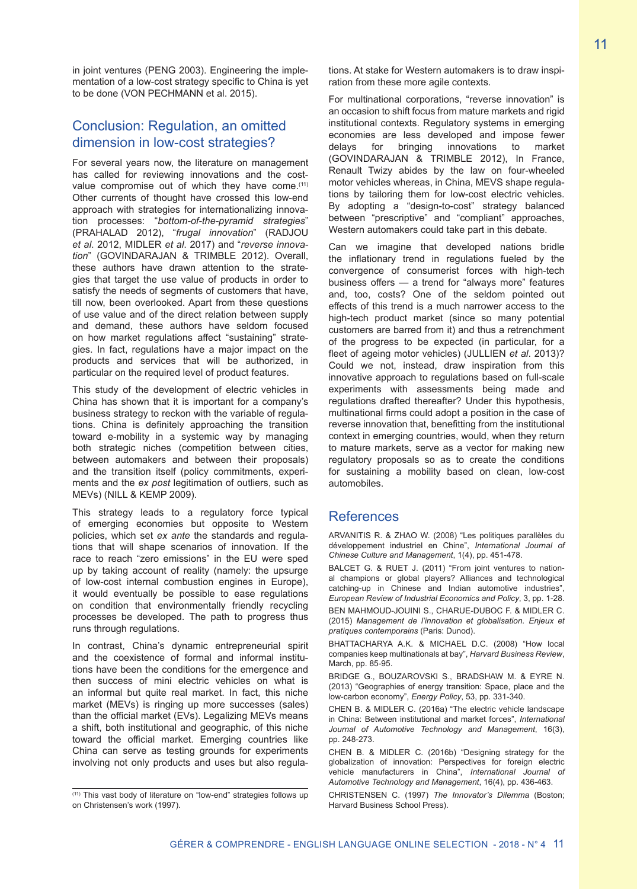in joint ventures (PENG 2003). Engineering the implementation of a low-cost strategy specific to China is yet to be done (VON PECHMANN et al. 2015).

## Conclusion: Regulation, an omitted dimension in low-cost strategies?

For several years now, the literature on management has called for reviewing innovations and the cost-value compromise out of which they have come.[11] Other currents of thought have crossed this low-end approach with strategies for internationalizing innovation processes: "*bottom-of-the-pyramid strategies*" (PRAHALAD 2012), "*frugal innovation*" (RADJOU *et al*. 2012, MIDLER *et al*. 2017) and "*reverse innovation*" (GOVINDARAJAN & TRIMBLE 2012). Overall, these authors have drawn attention to the strategies that target the use value of products in order to satisfy the needs of segments of customers that have, till now, been overlooked. Apart from these questions of use value and of the direct relation between supply and demand, these authors have seldom focused on how market regulations affect "sustaining" strategies. In fact, regulations have a major impact on the products and services that will be authorized, in particular on the required level of product features.

This study of the development of electric vehicles in China has shown that it is important for a company's business strategy to reckon with the variable of regulations. China is definitely approaching the transition toward e-mobility in a systemic way by managing both strategic niches (competition between cities, between automakers and between their proposals) and the transition itself (policy commitments, experiments and the *ex post* legitimation of outliers, such as MEVs) (NILL & KEMP 2009).

This strategy leads to a regulatory force typical of emerging economies but opposite to Western policies, which set *ex ante* the standards and regulations that will shape scenarios of innovation. If the race to reach "zero emissions" in the EU were sped up by taking account of reality (namely: the upsurge of low-cost internal combustion engines in Europe), it would eventually be possible to ease regulations on condition that environmentally friendly recycling processes be developed. The path to progress thus runs through regulations.

In contrast, China's dynamic entrepreneurial spirit and the coexistence of formal and informal institutions have been the conditions for the emergence and then success of mini electric vehicles on what is an informal but quite real market. In fact, this niche market (MEVs) is ringing up more successes (sales) than the official market (EVs). Legalizing MEVs means a shift, both institutional and geographic, of this niche toward the official market. Emerging countries like China can serve as testing grounds for experiments involving not only products and uses but also regulations. At stake for Western automakers is to draw inspiration from these more agile contexts.

For multinational corporations, "reverse innovation" is an occasion to shift focus from mature markets and rigid institutional contexts. Regulatory systems in emerging economies are less developed and impose fewer delays for bringing innovations to market (GOVINDARAJAN & TRIMBLE 2012), In France, Renault Twizy abides by the law on four-wheeled motor vehicles whereas, in China, MEVS shape regulations by tailoring them for low-cost electric vehicles. By adopting a "design-to-cost" strategy balanced between "prescriptive" and "compliant" approaches, Western automakers could take part in this debate.

Can we imagine that developed nations bridle the inflationary trend in regulations fueled by the convergence of consumerist forces with high-tech business offers — a trend for "always more" features and, too, costs? One of the seldom pointed out effects of this trend is a much narrower access to the high-tech product market (since so many potential customers are barred from it) and thus a retrenchment of the progress to be expected (in particular, for a fleet of ageing motor vehicles) (JULLIEN *et al*. 2013)? Could we not, instead, draw inspiration from this innovative approach to regulations based on full-scale experiments with assessments being made and regulations drafted thereafter? Under this hypothesis, multinational firms could adopt a position in the case of reverse innovation that, benefitting from the institutional context in emerging countries, would, when they return to mature markets, serve as a vector for making new regulatory proposals so as to create the conditions for sustaining a mobility based on clean, low-cost automobiles.

[11] This vast body of literature on "low-end" strategies follows up on Christensen's work (1997).

## References

ARVANITIS R. & ZHAO W. (2008) "Les politiques parallèles du développement industriel en Chine", *International Journal of Chinese Culture and Management*, 1(4), pp. 451-478.

BALCET G. & RUET J. (2011) "From joint ventures to national champions or global players? Alliances and technological catching-up in Chinese and Indian automotive industries", *European Review of Industrial Economics and Policy*, 3, pp. 1-28.

BEN MAHMOUD-JOUINI S., CHARUE-DUBOC F. & MIDLER C. (2015) *Management de l'innovation et globalisation. Enjeux et pratiques contemporains* (Paris: Dunod).

BHATTACHARYA A.K. & MICHAEL D.C. (2008) "How local companies keep multinationals at bay", *Harvard Business Review*, March, pp. 85-95.

BRIDGE G., BOUZAROVSKI S., BRADSHAW M. & EYRE N. (2013) "Geographies of energy transition: Space, place and the low-carbon economy", *Energy Policy*, 53, pp. 331-340.

CHEN B. & MIDLER C. (2016a) "The electric vehicle landscape in China: Between institutional and market forces", *International Journal of Automotive Technology and Management*, 16(3), pp. 248-273.

CHEN B. & MIDLER C. (2016b) "Designing strategy for the globalization of innovation: Perspectives for foreign electric vehicle manufacturers in China", *International Journal of Automotive Technology and Management*, 16(4), pp. 436-463.

CHRISTENSEN C. (1997) *The Innovator's Dilemma* (Boston; Harvard Business School Press).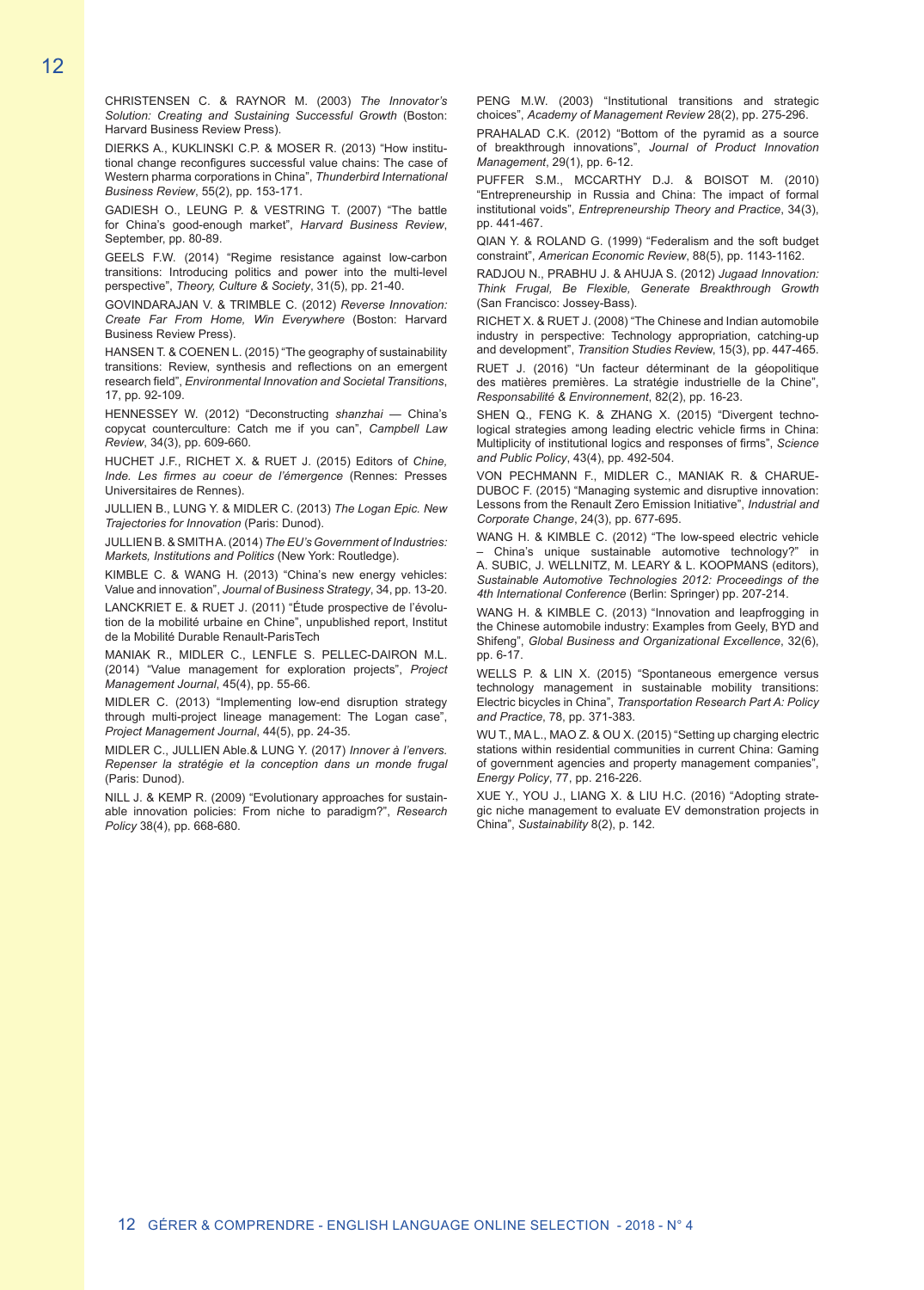CHRISTENSEN C. & RAYNOR M. (2003) *The Innovator's Solution: Creating and Sustaining Successful Growth* (Boston: Harvard Business Review Press).

DIERKS A., KUKLINSKI C.P. & MOSER R. (2013) "How institutional change reconfigures successful value chains: The case of Western pharma corporations in China", *Thunderbird International Business Review*, 55(2), pp. 153-171.

GADIESH O., LEUNG P. & VESTRING T. (2007) "The battle for China's good-enough market", *Harvard Business Review*, September, pp. 80-89.

GEELS F.W. (2014) "Regime resistance against low-carbon transitions: Introducing politics and power into the multi-level perspective", *Theory, Culture & Society*, 31(5), pp. 21-40.

GOVINDARAJAN V. & TRIMBLE C. (2012) *Reverse Innovation: Create Far From Home, Win Everywhere* (Boston: Harvard Business Review Press).

HANSEN T. & COENEN L. (2015) "The geography of sustainability transitions: Review, synthesis and reflections on an emergent research field", *Environmental Innovation and Societal Transitions*, 17, pp. 92-109.

HENNESSEY W. (2012) "Deconstructing *shanzhai* — China's copycat counterculture: Catch me if you can", *Campbell Law Review*, 34(3), pp. 609-660.

HUCHET J.F., RICHET X. & RUET J. (2015) Editors of *Chine, Inde. Les firmes au coeur de l'émergence* (Rennes: Presses Universitaires de Rennes).

JULLIEN B., LUNG Y. & MIDLER C. (2013) *The Logan Epic. New Trajectories for Innovation* (Paris: Dunod).

JULLIEN B. & SMITH A. (2014) *The EU's Government of Industries: Markets, Institutions and Politics* (New York: Routledge).

KIMBLE C. & WANG H. (2013) "China's new energy vehicles: Value and innovation", *Journal of Business Strategy*, 34, pp. 13-20.

LANCKRIET E. & RUET J. (2011) "Étude prospective de l'évolution de la mobilité urbaine en Chine", unpublished report, Institut de la Mobilité Durable Renault-ParisTech

MANIAK R., MIDLER C., LENFLE S. PELLEC-DAIRON M.L. (2014) "Value management for exploration projects", *Project Management Journal*, 45(4), pp. 55-66.

MIDLER C. (2013) "Implementing low-end disruption strategy through multi-project lineage management: The Logan case", *Project Management Journal*, 44(5), pp. 24-35.

MIDLER C., JULLIEN Able.& LUNG Y. (2017) *Innover à l'envers. Repenser la stratégie et la conception dans un monde frugal* (Paris: Dunod).

NILL J. & KEMP R. (2009) "Evolutionary approaches for sustainable innovation policies: From niche to paradigm?", *Research Policy* 38(4), pp. 668-680.

PENG M.W. (2003) "Institutional transitions and strategic choices", *Academy of Management Review* 28(2), pp. 275-296.

PRAHALAD C.K. (2012) "Bottom of the pyramid as a source of breakthrough innovations", *Journal of Product Innovation Management*, 29(1), pp. 6-12.

PUFFER S.M., MCCARTHY D.J. & BOISOT M. (2010) "Entrepreneurship in Russia and China: The impact of formal institutional voids", *Entrepreneurship Theory and Practice*, 34(3), pp. 441-467.

QIAN Y. & ROLAND G. (1999) "Federalism and the soft budget constraint", *American Economic Review*, 88(5), pp. 1143-1162.

RADJOU N., PRABHU J. & AHUJA S. (2012) *Jugaad Innovation: Think Frugal, Be Flexible, Generate Breakthrough Growth* (San Francisco: Jossey-Bass).

RICHET X. & RUET J. (2008) "The Chinese and Indian automobile industry in perspective: Technology appropriation, catching-up and development", *Transition Studies Review*, 15(3), pp. 447-465.

RUET J. (2016) "Un facteur déterminant de la géopolitique des matières premières. La stratégie industrielle de la Chine", *Responsabilité & Environnement*, 82(2), pp. 16-23.

SHEN Q., FENG K. & ZHANG X. (2015) "Divergent technological strategies among leading electric vehicle firms in China: Multiplicity of institutional logics and responses of firms", *Science and Public Policy*, 43(4), pp. 492-504.

VON PECHMANN F., MIDLER C., MANIAK R. & CHARUE-DUBOC F. (2015) "Managing systemic and disruptive innovation: Lessons from the Renault Zero Emission Initiative", *Industrial and Corporate Change*, 24(3), pp. 677-695.

WANG H. & KIMBLE C. (2012) "The low-speed electric vehicle – China's unique sustainable automotive technology?" in A. SUBIC, J. WELLNITZ, M. LEARY & L. KOOPMANS (editors), *Sustainable Automotive Technologies 2012: Proceedings of the 4th International Conference* (Berlin: Springer) pp. 207-214.

WANG H. & KIMBLE C. (2013) "Innovation and leapfrogging in the Chinese automobile industry: Examples from Geely, BYD and Shifeng", *Global Business and Organizational Excellence*, 32(6), pp. 6-17.

WELLS P. & LIN X. (2015) "Spontaneous emergence versus technology management in sustainable mobility transitions: Electric bicycles in China", *Transportation Research Part A: Policy and Practice*, 78, pp. 371-383.

WU T., MA L., MAO Z. & OU X. (2015) "Setting up charging electric stations within residential communities in current China: Gaming of government agencies and property management companies", *Energy Policy*, 77, pp. 216-226.

XUE Y., YOU J., LIANG X. & LIU H.C. (2016) "Adopting strategic niche management to evaluate EV demonstration projects in China", *Sustainability* 8(2), p. 142.